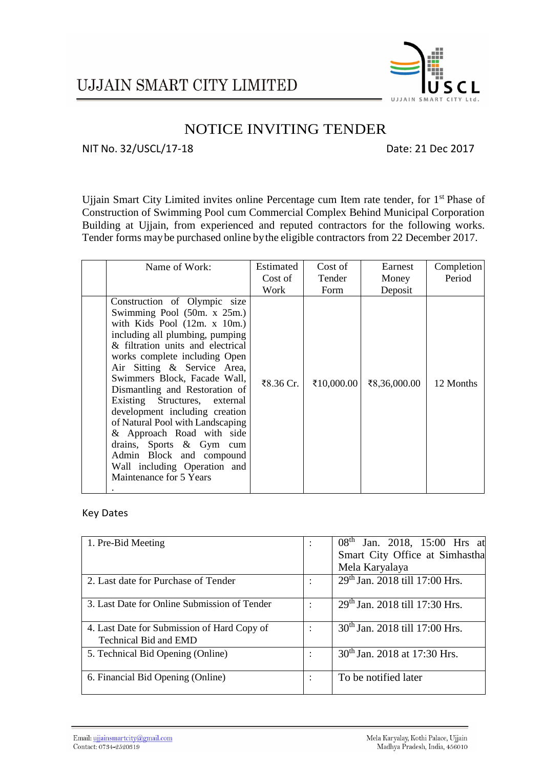UJJAIN SMART CITY LIMITED

# NOTICE INVITING TENDER

NIT No. 32/USCL/17-18 Date: 21 Dec 2017

Ujjain Smart City Limited invites online Percentage cum Item rate tender, for 1st Phase of Construction of Swimming Pool cum Commercial Complex Behind Municipal Corporation Building at Ujjain, from experienced and reputed contractors for the following works. Tender forms may be purchased online by the eligible contractors from 22 December 2017.

| | Name of Work: | Estimated Cost of Work | Cost of Tender Form | Earnest Money Deposit | Completion Period |
|---|---|---|---|---|---|
| | Construction of Olympic size Swimming Pool (50m. x 25m.) with Kids Pool (12m. x 10m.) including all plumbing, pumping & filtration units and electrical works complete including Open Air Sitting & Service Area, Swimmers Block, Facade Wall, Dismantling and Restoration of Existing Structures, external development including creation of Natural Pool with Landscaping & Approach Road with side drains, Sports & Gym cum Admin Block and compound Wall including Operation and Maintenance for 5 Years . | ₹8.36 Cr. | ₹10,000.00 | ₹8,36,000.00 | 12 Months |

Key Dates

| | | |
|---|---|---|
| 1. Pre-Bid Meeting | : | 08th Jan. 2018, 15:00 Hrs at Smart City Office at Simhastha Mela Karyalaya |
| 2. Last date for Purchase of Tender | : | 29th Jan. 2018 till 17:00 Hrs. |
| 3. Last Date for Online Submission of Tender | : | 29th Jan. 2018 till 17:30 Hrs. |
| 4. Last Date for Submission of Hard Copy of Technical Bid and EMD | : | 30th Jan. 2018 till 17:00 Hrs. |
| 5. Technical Bid Opening (Online) | : | 30th Jan. 2018 at 17:30 Hrs. |
| 6. Financial Bid Opening (Online) | : | To be notified later |

Email: ujjainsmartcity@gmail.com
Contact: 0734-2520319

Mela Karyalay, Kothi Palace, Ujjain
Madhya Pradesh, India, 456010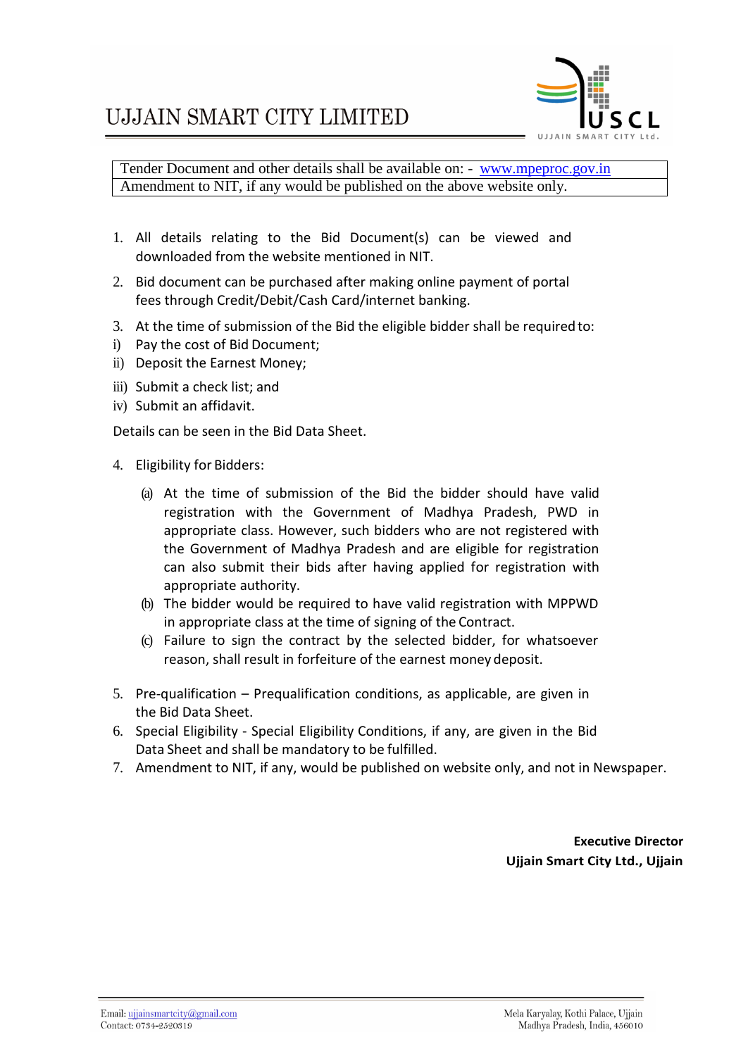| |
|---|
| Tender Document and other details shall be available on: - www.mpeproc.gov.in |
| Amendment to NIT, if any would be published on the above website only. |

1. All details relating to the Bid Document(s) can be viewed and downloaded from the website mentioned in NIT.
2. Bid document can be purchased after making online payment of portal fees through Credit/Debit/Cash Card/internet banking.
3. At the time of submission of the Bid the eligible bidder shall be required to:

i) Pay the cost of Bid Document;

ii) Deposit the Earnest Money;

iii) Submit a check list; and

iv) Submit an affidavit.

Details can be seen in the Bid Data Sheet.

4. Eligibility for Bidders:

   (a) At the time of submission of the Bid the bidder should have valid registration with the Government of Madhya Pradesh, PWD in appropriate class. However, such bidders who are not registered with the Government of Madhya Pradesh and are eligible for registration can also submit their bids after having applied for registration with appropriate authority.

   (b) The bidder would be required to have valid registration with MPPWD in appropriate class at the time of signing of the Contract.

   (c) Failure to sign the contract by the selected bidder, for whatsoever reason, shall result in forfeiture of the earnest money deposit.

5. Pre-qualification – Prequalification conditions, as applicable, are given in the Bid Data Sheet.
6. Special Eligibility - Special Eligibility Conditions, if any, are given in the Bid Data Sheet and shall be mandatory to be fulfilled.
7. Amendment to NIT, if any, would be published on website only, and not in Newspaper.

**Executive Director**
**Ujjain Smart City Ltd., Ujjain**